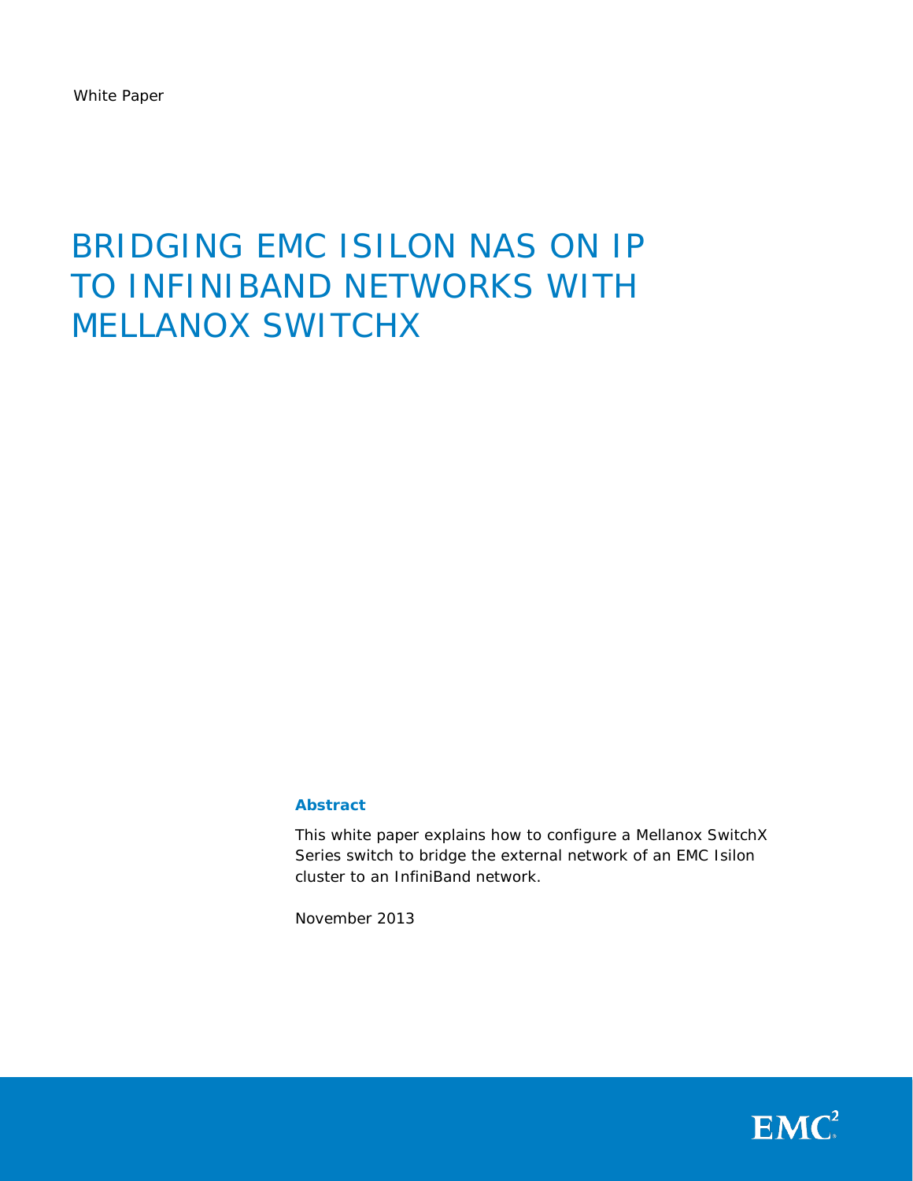White Paper

# BRIDGING EMC ISILON NAS ON IP TO INFINIBAND NETWORKS WITH MELLANOX SWITCHX

### Abstract

This white paper explains how to configure a Mellanox SwitchX Series switch to bridge the external network of an EMC Isilon cluster to an InfiniBand network.

November 2013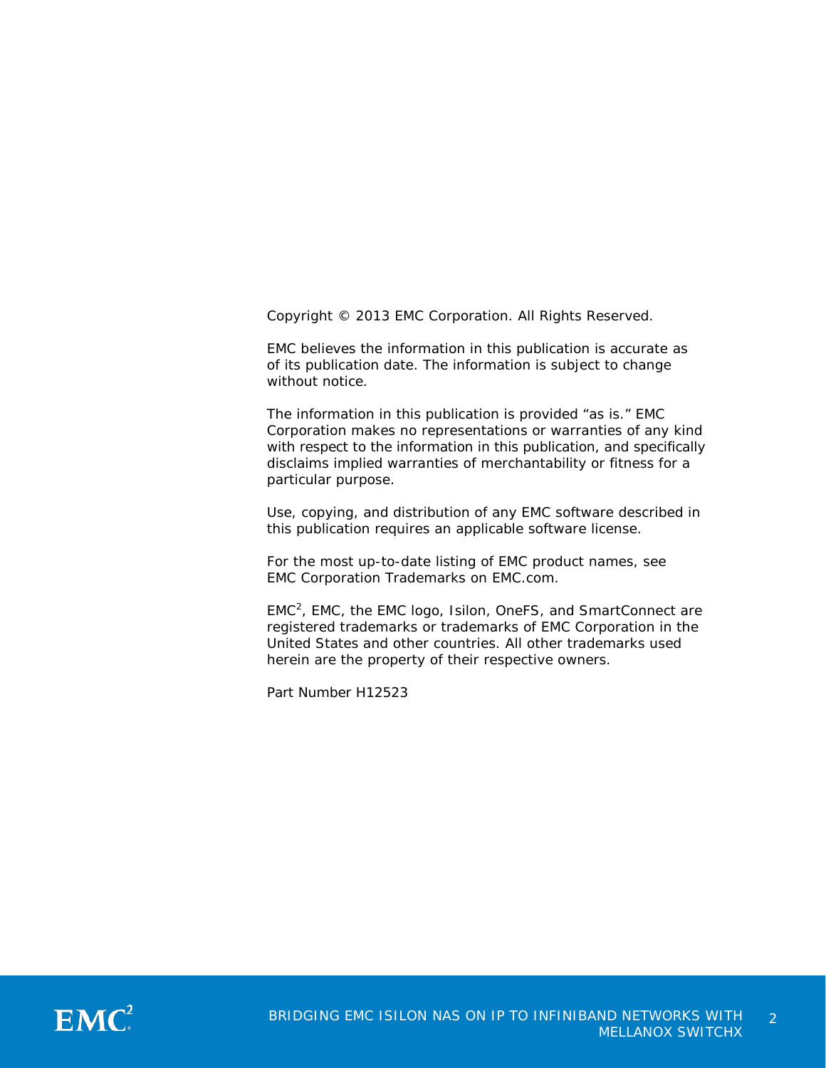Copyright © 2013 EMC Corporation. All Rights Reserved.

EMC believes the information in this publication is accurate as of its publication date. The information is subject to change without notice.

The information in this publication is provided "as is." EMC Corporation makes no representations or warranties of any kind with respect to the information in this publication, and specifically disclaims implied warranties of merchantability or fitness for a particular purpose.

Use, copying, and distribution of any EMC software described in this publication requires an applicable software license.

For the most up-to-date listing of EMC product names, see EMC Corporation Trademarks on EMC.com.

$EMC^2$, EMC, the EMC logo, Isilon, OneFS, and SmartConnect are registered trademarks or trademarks of EMC Corporation in the United States and other countries. All other trademarks used herein are the property of their respective owners.

Part Number H12523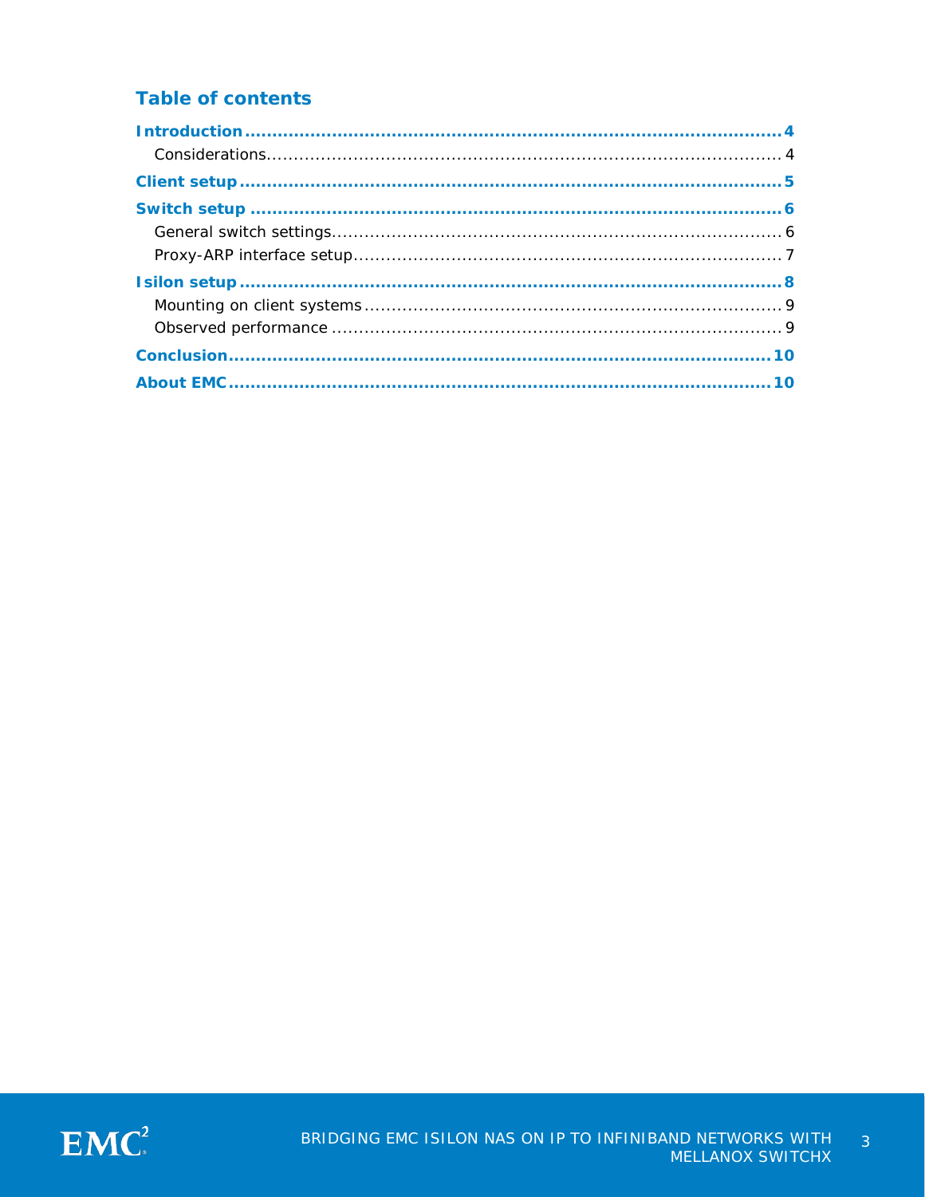## Table of contents

**Introduction** .......... **4**
  Considerations .......... 4
**Client setup** .......... **5**
**Switch setup** .......... **6**
  General switch settings .......... 6
  Proxy-ARP interface setup .......... 7
**Isilon setup** .......... **8**
  Mounting on client systems .......... 9
  Observed performance .......... 9
**Conclusion** .......... **10**
**About EMC** .......... **10**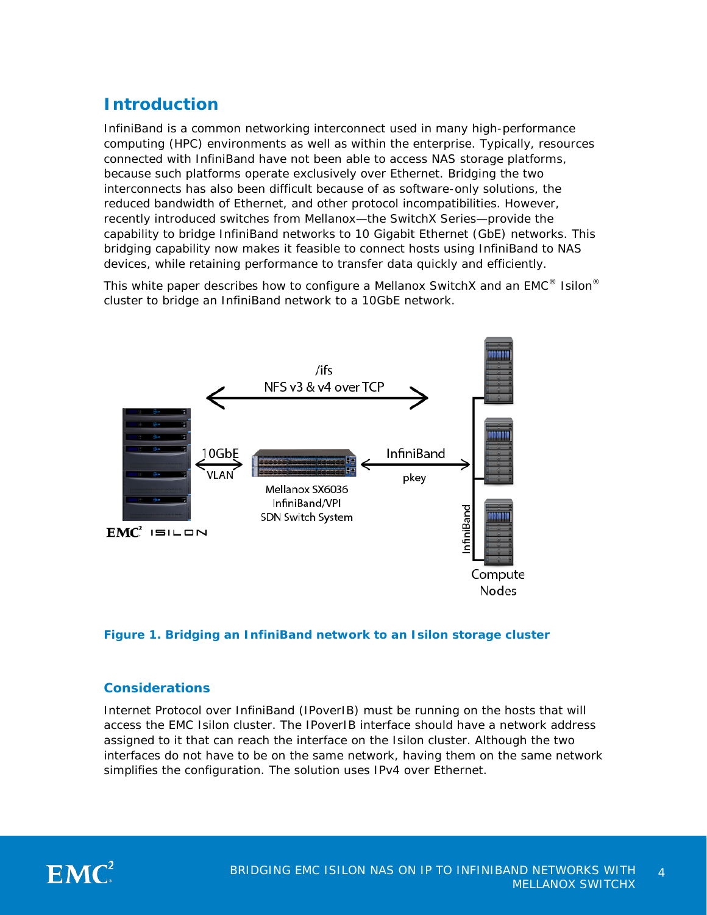## Introduction

InfiniBand is a common networking interconnect used in many high-performance computing (HPC) environments as well as within the enterprise. Typically, resources connected with InfiniBand have not been able to access NAS storage platforms, because such platforms operate exclusively over Ethernet. Bridging the two interconnects has also been difficult because of as software-only solutions, the reduced bandwidth of Ethernet, and other protocol incompatibilities. However, recently introduced switches from Mellanox—the SwitchX Series—provide the capability to bridge InfiniBand networks to 10 Gigabit Ethernet (GbE) networks. This bridging capability now makes it feasible to connect hosts using InfiniBand to NAS devices, while retaining performance to transfer data quickly and efficiently.

This white paper describes how to configure a Mellanox SwitchX and an EMC® Isilon® cluster to bridge an InfiniBand network to a 10GbE network.

**Figure 1. Bridging an InfiniBand network to an Isilon storage cluster**

### Considerations

Internet Protocol over InfiniBand (IPoverIB) must be running on the hosts that will access the EMC Isilon cluster. The IPoverIB interface should have a network address assigned to it that can reach the interface on the Isilon cluster. Although the two interfaces do not have to be on the same network, having them on the same network simplifies the configuration. The solution uses IPv4 over Ethernet.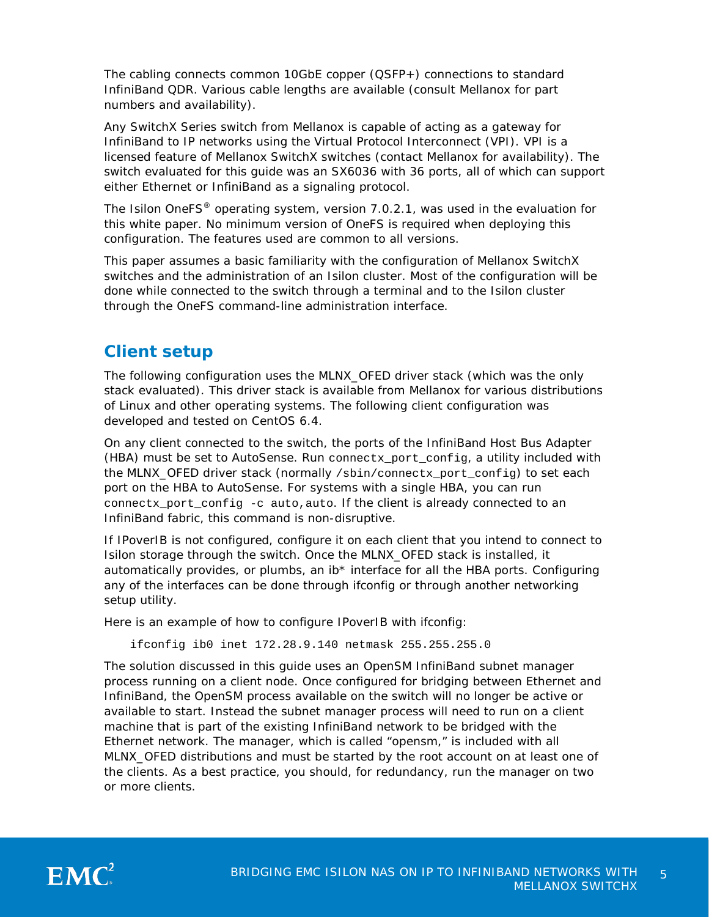The cabling connects common 10GbE copper (QSFP+) connections to standard InfiniBand QDR. Various cable lengths are available (consult Mellanox for part numbers and availability).

Any SwitchX Series switch from Mellanox is capable of acting as a gateway for InfiniBand to IP networks using the Virtual Protocol Interconnect (VPI). VPI is a licensed feature of Mellanox SwitchX switches (contact Mellanox for availability). The switch evaluated for this guide was an SX6036 with 36 ports, all of which can support either Ethernet or InfiniBand as a signaling protocol.

The Isilon OneFS® operating system, version 7.0.2.1, was used in the evaluation for this white paper. No minimum version of OneFS is required when deploying this configuration. The features used are common to all versions.

This paper assumes a basic familiarity with the configuration of Mellanox SwitchX switches and the administration of an Isilon cluster. Most of the configuration will be done while connected to the switch through a terminal and to the Isilon cluster through the OneFS command-line administration interface.

## Client setup

The following configuration uses the MLNX_OFED driver stack (which was the only stack evaluated). This driver stack is available from Mellanox for various distributions of Linux and other operating systems. The following client configuration was developed and tested on CentOS 6.4.

On any client connected to the switch, the ports of the InfiniBand Host Bus Adapter (HBA) must be set to AutoSense. Run `connectx_port_config`, a utility included with the MLNX_OFED driver stack (normally `/sbin/connectx_port_config`) to set each port on the HBA to AutoSense. For systems with a single HBA, you can run `connectx_port_config -c auto,auto`. If the client is already connected to an InfiniBand fabric, this command is non-disruptive.

If IPoverIB is not configured, configure it on each client that you intend to connect to Isilon storage through the switch. Once the MLNX_OFED stack is installed, it automatically provides, or plumbs, an ib* interface for all the HBA ports. Configuring any of the interfaces can be done through ifconfig or through another networking setup utility.

Here is an example of how to configure IPoverIB with ifconfig:

```
ifconfig ib0 inet 172.28.9.140 netmask 255.255.255.0
```

The solution discussed in this guide uses an OpenSM InfiniBand subnet manager process running on a client node. Once configured for bridging between Ethernet and InfiniBand, the OpenSM process available on the switch will no longer be active or available to start. Instead the subnet manager process will need to run on a client machine that is part of the existing InfiniBand network to be bridged with the Ethernet network. The manager, which is called “opensm,” is included with all MLNX_OFED distributions and must be started by the root account on at least one of the clients. As a best practice, you should, for redundancy, run the manager on two or more clients.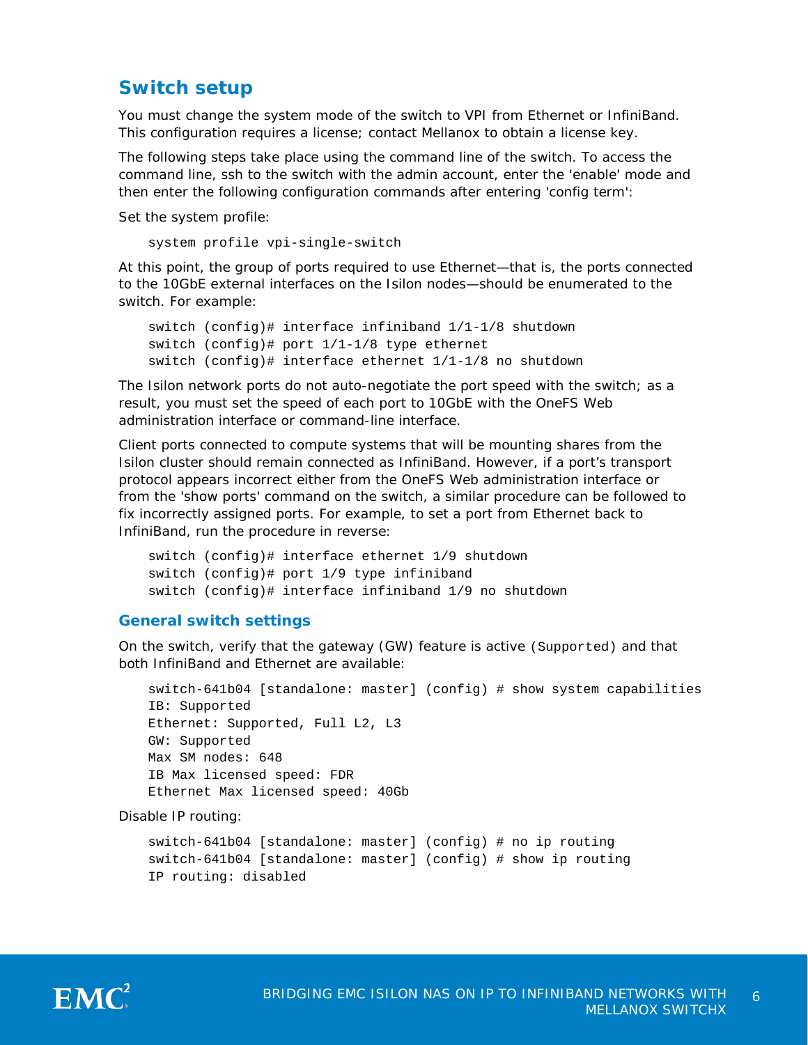## Switch setup

You must change the system mode of the switch to VPI from Ethernet or InfiniBand. This configuration requires a license; contact Mellanox to obtain a license key.

The following steps take place using the command line of the switch. To access the command line, ssh to the switch with the admin account, enter the 'enable' mode and then enter the following configuration commands after entering 'config term':

Set the system profile:

```
system profile vpi-single-switch
```

At this point, the group of ports required to use Ethernet—that is, the ports connected to the 10GbE external interfaces on the Isilon nodes—should be enumerated to the switch. For example:

```
switch (config)# interface infiniband 1/1-1/8 shutdown
switch (config)# port 1/1-1/8 type ethernet
switch (config)# interface ethernet 1/1-1/8 no shutdown
```

The Isilon network ports do not auto-negotiate the port speed with the switch; as a result, you must set the speed of each port to 10GbE with the OneFS Web administration interface or command-line interface.

Client ports connected to compute systems that will be mounting shares from the Isilon cluster should remain connected as InfiniBand. However, if a port's transport protocol appears incorrect either from the OneFS Web administration interface or from the 'show ports' command on the switch, a similar procedure can be followed to fix incorrectly assigned ports. For example, to set a port from Ethernet back to InfiniBand, run the procedure in reverse:

```
switch (config)# interface ethernet 1/9 shutdown
switch (config)# port 1/9 type infiniband
switch (config)# interface infiniband 1/9 no shutdown
```

### General switch settings

On the switch, verify that the gateway (GW) feature is active (`Supported`) and that both InfiniBand and Ethernet are available:

```
switch-641b04 [standalone: master] (config) # show system capabilities
IB: Supported
Ethernet: Supported, Full L2, L3
GW: Supported
Max SM nodes: 648
IB Max licensed speed: FDR
Ethernet Max licensed speed: 40Gb
```

Disable IP routing:

```
switch-641b04 [standalone: master] (config) # no ip routing
switch-641b04 [standalone: master] (config) # show ip routing
IP routing: disabled
```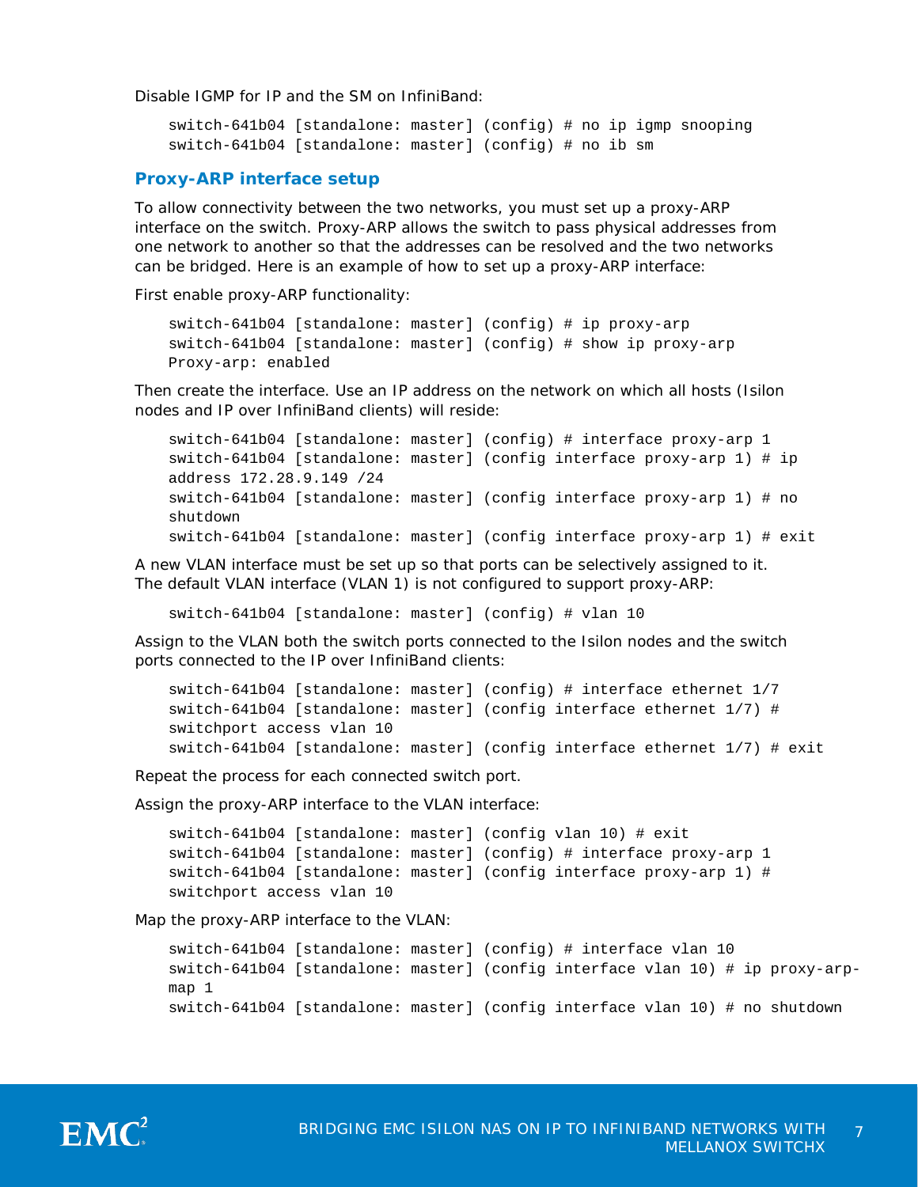Disable IGMP for IP and the SM on InfiniBand:

```
switch-641b04 [standalone: master] (config) # no ip igmp snooping
switch-641b04 [standalone: master] (config) # no ib sm
```

## Proxy-ARP interface setup

To allow connectivity between the two networks, you must set up a proxy-ARP interface on the switch. Proxy-ARP allows the switch to pass physical addresses from one network to another so that the addresses can be resolved and the two networks can be bridged. Here is an example of how to set up a proxy-ARP interface:

First enable proxy-ARP functionality:

```
switch-641b04 [standalone: master] (config) # ip proxy-arp
switch-641b04 [standalone: master] (config) # show ip proxy-arp
Proxy-arp: enabled
```

Then create the interface. Use an IP address on the network on which all hosts (Isilon nodes and IP over InfiniBand clients) will reside:

```
switch-641b04 [standalone: master] (config) # interface proxy-arp 1
switch-641b04 [standalone: master] (config interface proxy-arp 1) # ip
address 172.28.9.149 /24
switch-641b04 [standalone: master] (config interface proxy-arp 1) # no
shutdown
switch-641b04 [standalone: master] (config interface proxy-arp 1) # exit
```

A new VLAN interface must be set up so that ports can be selectively assigned to it. The default VLAN interface (VLAN 1) is not configured to support proxy-ARP:

```
switch-641b04 [standalone: master] (config) # vlan 10
```

Assign to the VLAN both the switch ports connected to the Isilon nodes and the switch ports connected to the IP over InfiniBand clients:

```
switch-641b04 [standalone: master] (config) # interface ethernet 1/7
switch-641b04 [standalone: master] (config interface ethernet 1/7) #
switchport access vlan 10
switch-641b04 [standalone: master] (config interface ethernet 1/7) # exit
```

Repeat the process for each connected switch port.

Assign the proxy-ARP interface to the VLAN interface:

```
switch-641b04 [standalone: master] (config vlan 10) # exit
switch-641b04 [standalone: master] (config) # interface proxy-arp 1
switch-641b04 [standalone: master] (config interface proxy-arp 1) #
switchport access vlan 10
```

Map the proxy-ARP interface to the VLAN:

```
switch-641b04 [standalone: master] (config) # interface vlan 10
switch-641b04 [standalone: master] (config interface vlan 10) # ip proxy-arp-
map 1
switch-641b04 [standalone: master] (config interface vlan 10) # no shutdown
```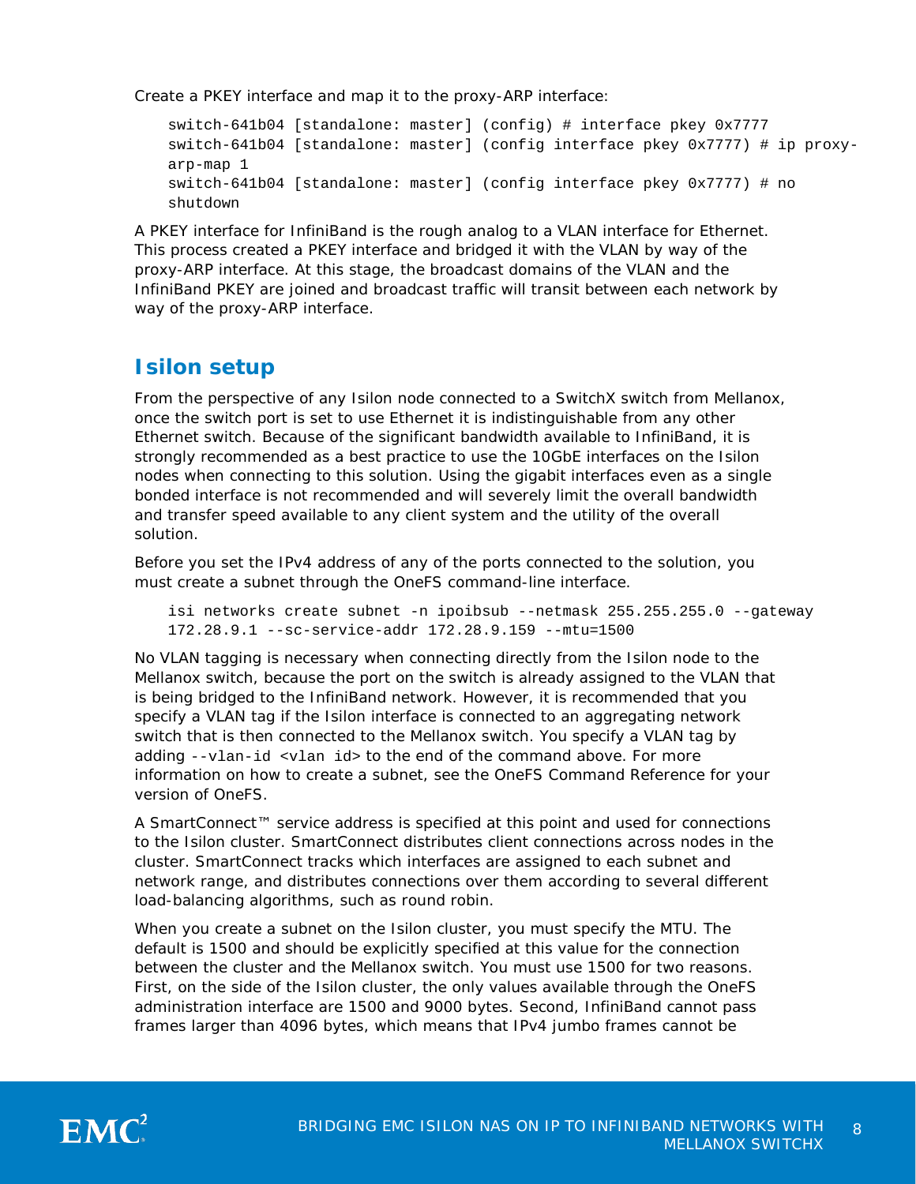Create a PKEY interface and map it to the proxy-ARP interface:

```
switch-641b04 [standalone: master] (config) # interface pkey 0x7777
switch-641b04 [standalone: master] (config interface pkey 0x7777) # ip proxy-
arp-map 1
switch-641b04 [standalone: master] (config interface pkey 0x7777) # no
shutdown
```

A PKEY interface for InfiniBand is the rough analog to a VLAN interface for Ethernet. This process created a PKEY interface and bridged it with the VLAN by way of the proxy-ARP interface. At this stage, the broadcast domains of the VLAN and the InfiniBand PKEY are joined and broadcast traffic will transit between each network by way of the proxy-ARP interface.

## Isilon setup

From the perspective of any Isilon node connected to a SwitchX switch from Mellanox, once the switch port is set to use Ethernet it is indistinguishable from any other Ethernet switch. Because of the significant bandwidth available to InfiniBand, it is strongly recommended as a best practice to use the 10GbE interfaces on the Isilon nodes when connecting to this solution. Using the gigabit interfaces even as a single bonded interface is not recommended and will severely limit the overall bandwidth and transfer speed available to any client system and the utility of the overall solution.

Before you set the IPv4 address of any of the ports connected to the solution, you must create a subnet through the OneFS command-line interface.

```
isi networks create subnet -n ipoibsub --netmask 255.255.255.0 --gateway
172.28.9.1 --sc-service-addr 172.28.9.159 --mtu=1500
```

No VLAN tagging is necessary when connecting directly from the Isilon node to the Mellanox switch, because the port on the switch is already assigned to the VLAN that is being bridged to the InfiniBand network. However, it is recommended that you specify a VLAN tag if the Isilon interface is connected to an aggregating network switch that is then connected to the Mellanox switch. You specify a VLAN tag by adding `--vlan-id <vlan id>` to the end of the command above. For more information on how to create a subnet, see the OneFS Command Reference for your version of OneFS.

A SmartConnect™ service address is specified at this point and used for connections to the Isilon cluster. SmartConnect distributes client connections across nodes in the cluster. SmartConnect tracks which interfaces are assigned to each subnet and network range, and distributes connections over them according to several different load-balancing algorithms, such as round robin.

When you create a subnet on the Isilon cluster, you must specify the MTU. The default is 1500 and should be explicitly specified at this value for the connection between the cluster and the Mellanox switch. You must use 1500 for two reasons. First, on the side of the Isilon cluster, the only values available through the OneFS administration interface are 1500 and 9000 bytes. Second, InfiniBand cannot pass frames larger than 4096 bytes, which means that IPv4 jumbo frames cannot be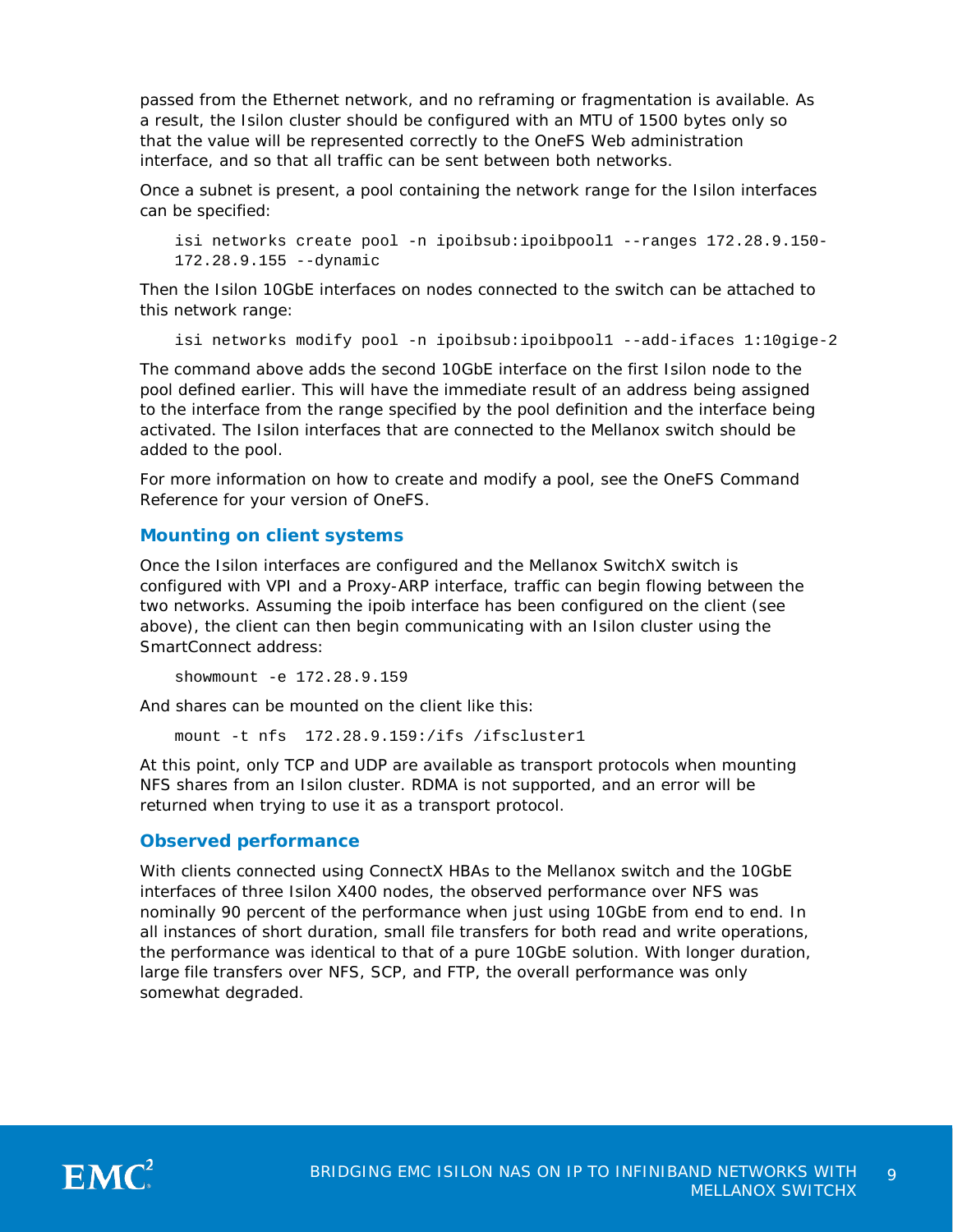passed from the Ethernet network, and no reframing or fragmentation is available. As a result, the Isilon cluster should be configured with an MTU of 1500 bytes only so that the value will be represented correctly to the OneFS Web administration interface, and so that all traffic can be sent between both networks.

Once a subnet is present, a pool containing the network range for the Isilon interfaces can be specified:

```
isi networks create pool -n ipoibsub:ipoibpool1 --ranges 172.28.9.150-
172.28.9.155 --dynamic
```

Then the Isilon 10GbE interfaces on nodes connected to the switch can be attached to this network range:

```
isi networks modify pool -n ipoibsub:ipoibpool1 --add-ifaces 1:10gige-2
```

The command above adds the second 10GbE interface on the first Isilon node to the pool defined earlier. This will have the immediate result of an address being assigned to the interface from the range specified by the pool definition and the interface being activated. The Isilon interfaces that are connected to the Mellanox switch should be added to the pool.

For more information on how to create and modify a pool, see the OneFS Command Reference for your version of OneFS.

### Mounting on client systems

Once the Isilon interfaces are configured and the Mellanox SwitchX switch is configured with VPI and a Proxy-ARP interface, traffic can begin flowing between the two networks. Assuming the ipoib interface has been configured on the client (see above), the client can then begin communicating with an Isilon cluster using the SmartConnect address:

```
showmount -e 172.28.9.159
```

And shares can be mounted on the client like this:

```
mount -t nfs  172.28.9.159:/ifs /ifscluster1
```

At this point, only TCP and UDP are available as transport protocols when mounting NFS shares from an Isilon cluster. RDMA is not supported, and an error will be returned when trying to use it as a transport protocol.

### Observed performance

With clients connected using ConnectX HBAs to the Mellanox switch and the 10GbE interfaces of three Isilon X400 nodes, the observed performance over NFS was nominally 90 percent of the performance when just using 10GbE from end to end. In all instances of short duration, small file transfers for both read and write operations, the performance was identical to that of a pure 10GbE solution. With longer duration, large file transfers over NFS, SCP, and FTP, the overall performance was only somewhat degraded.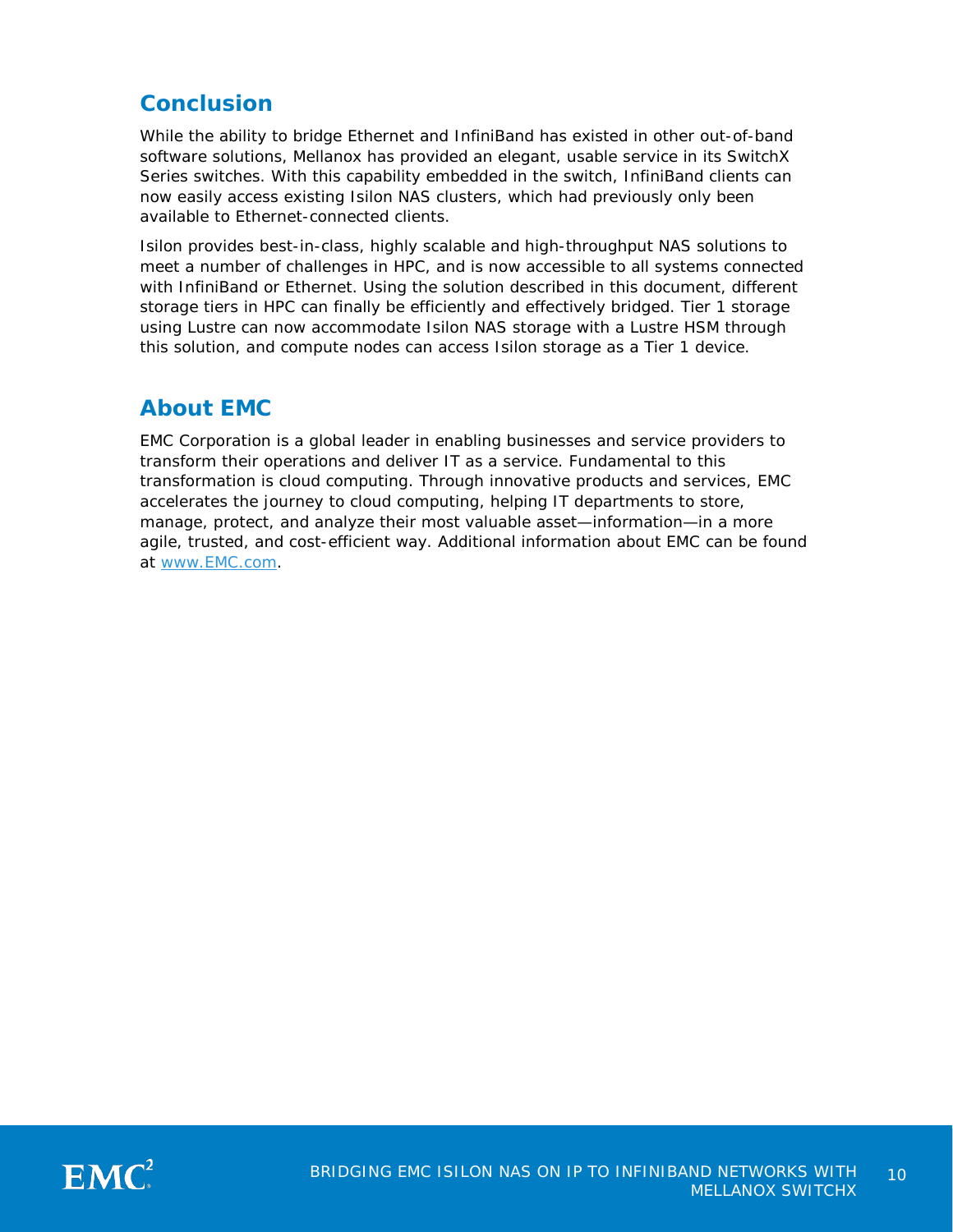## Conclusion

While the ability to bridge Ethernet and InfiniBand has existed in other out-of-band software solutions, Mellanox has provided an elegant, usable service in its SwitchX Series switches. With this capability embedded in the switch, InfiniBand clients can now easily access existing Isilon NAS clusters, which had previously only been available to Ethernet-connected clients.

Isilon provides best-in-class, highly scalable and high-throughput NAS solutions to meet a number of challenges in HPC, and is now accessible to all systems connected with InfiniBand or Ethernet. Using the solution described in this document, different storage tiers in HPC can finally be efficiently and effectively bridged. Tier 1 storage using Lustre can now accommodate Isilon NAS storage with a Lustre HSM through this solution, and compute nodes can access Isilon storage as a Tier 1 device.

## About EMC

EMC Corporation is a global leader in enabling businesses and service providers to transform their operations and deliver IT as a service. Fundamental to this transformation is cloud computing. Through innovative products and services, EMC accelerates the journey to cloud computing, helping IT departments to store, manage, protect, and analyze their most valuable asset—information—in a more agile, trusted, and cost-efficient way. Additional information about EMC can be found at www.EMC.com.